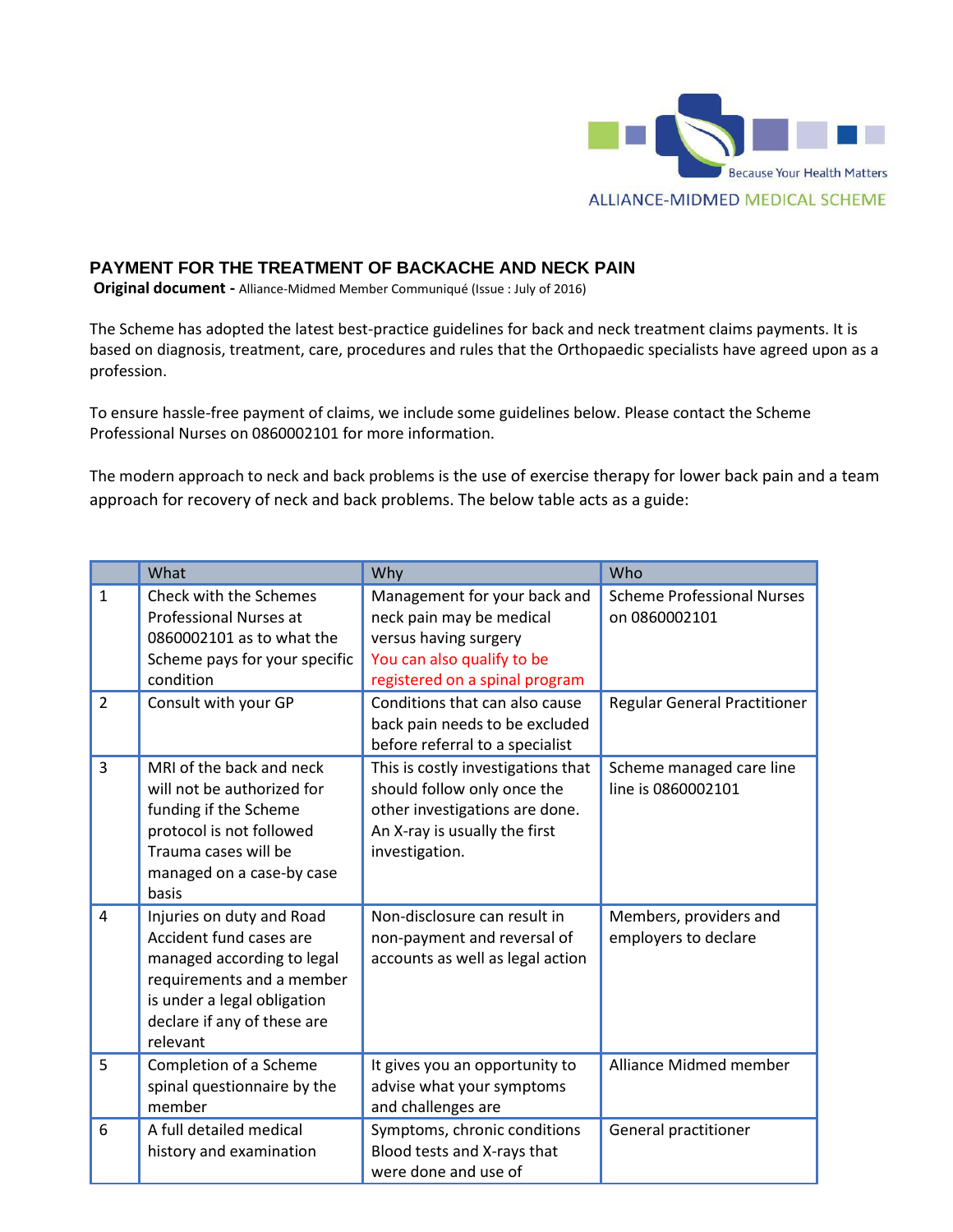Because Your Health Matters

ALLIANCE-MIDMED MEDICAL SCHEME

# PAYMENT FOR THE TREATMENT OF BACKACHE AND NECK PAIN

**Original document -** Alliance-Midmed Member Communiqué (Issue : July of 2016)

The Scheme has adopted the latest best-practice guidelines for back and neck treatment claims payments. It is based on diagnosis, treatment, care, procedures and rules that the Orthopaedic specialists have agreed upon as a profession.

To ensure hassle-free payment of claims, we include some guidelines below. Please contact the Scheme Professional Nurses on 0860002101 for more information.

The modern approach to neck and back problems is the use of exercise therapy for lower back pain and a team approach for recovery of neck and back problems. The below table acts as a guide:

| | What | Why | Who |
|---|---|---|---|
| 1 | Check with the Schemes Professional Nurses at 0860002101 as to what the Scheme pays for your specific condition | Management for your back and neck pain may be medical versus having surgery You can also qualify to be registered on a spinal program | Scheme Professional Nurses on 0860002101 |
| 2 | Consult with your GP | Conditions that can also cause back pain needs to be excluded before referral to a specialist | Regular General Practitioner |
| 3 | MRI of the back and neck will not be authorized for funding if the Scheme protocol is not followed Trauma cases will be managed on a case-by case basis | This is costly investigations that should follow only once the other investigations are done. An X-ray is usually the first investigation. | Scheme managed care line line is 0860002101 |
| 4 | Injuries on duty and Road Accident fund cases are managed according to legal requirements and a member is under a legal obligation declare if any of these are relevant | Non-disclosure can result in non-payment and reversal of accounts as well as legal action | Members, providers and employers to declare |
| 5 | Completion of a Scheme spinal questionnaire by the member | It gives you an opportunity to advise what your symptoms and challenges are | Alliance Midmed member |
| 6 | A full detailed medical history and examination | Symptoms, chronic conditions Blood tests and X-rays that were done and use of | General practitioner |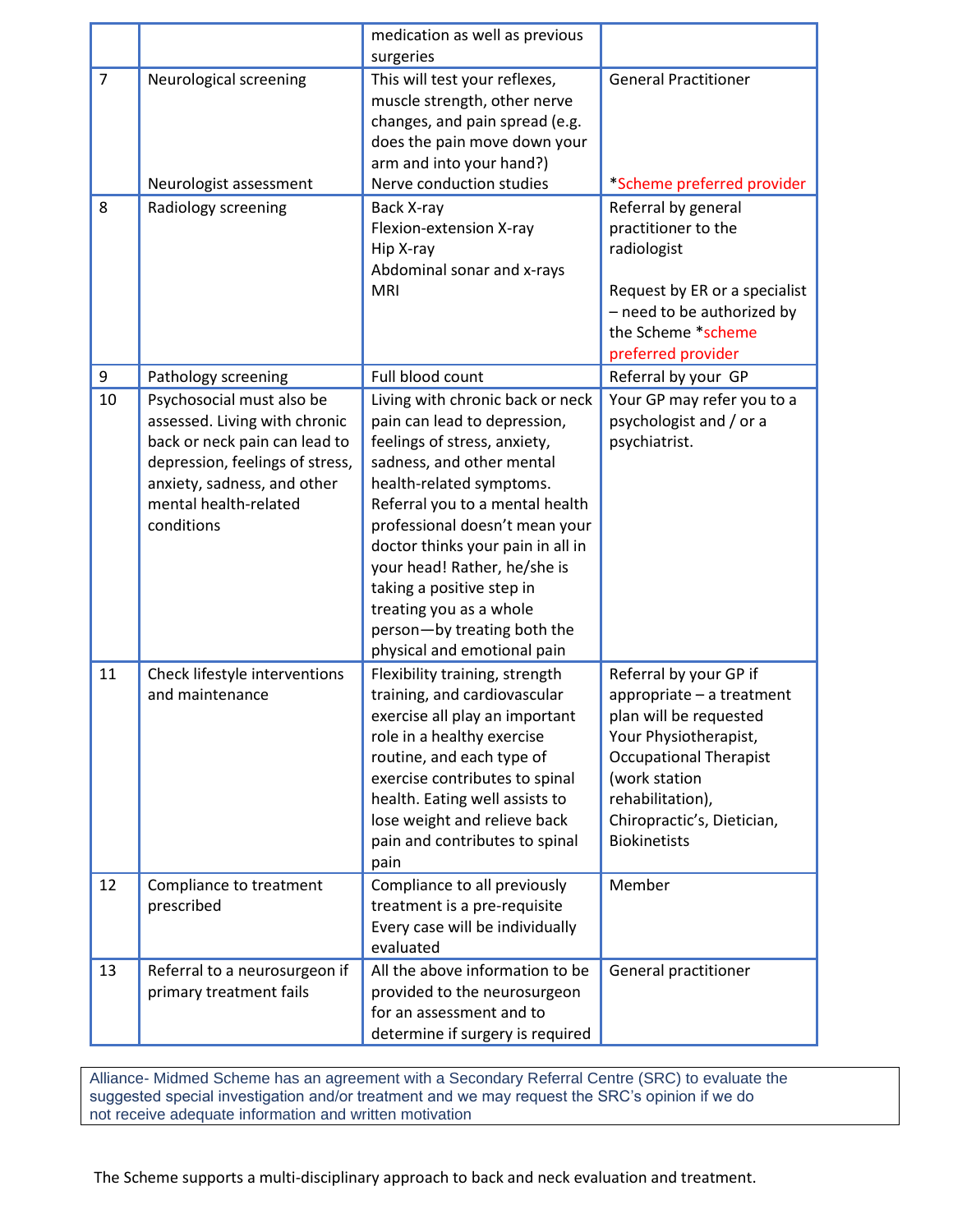| | | | |
|---|---|---|---|
| | | medication as well as previous surgeries | |
| 7 | Neurological screening<br><br>Neurologist assessment | This will test your reflexes, muscle strength, other nerve changes, and pain spread (e.g. does the pain move down your arm and into your hand?)<br>Nerve conduction studies | General Practitioner<br><br>*Scheme preferred provider |
| 8 | Radiology screening | Back X-ray<br>Flexion-extension X-ray<br>Hip X-ray<br>Abdominal sonar and x-rays<br>MRI | Referral by general practitioner to the radiologist<br><br>Request by ER or a specialist – need to be authorized by the Scheme *scheme preferred provider |
| 9 | Pathology screening | Full blood count | Referral by your GP |
| 10 | Psychosocial must also be assessed. Living with chronic back or neck pain can lead to depression, feelings of stress, anxiety, sadness, and other mental health-related conditions | Living with chronic back or neck pain can lead to depression, feelings of stress, anxiety, sadness, and other mental health-related symptoms. Referral you to a mental health professional doesn't mean your doctor thinks your pain in all in your head! Rather, he/she is taking a positive step in treating you as a whole person—by treating both the physical and emotional pain | Your GP may refer you to a psychologist and / or a psychiatrist. |
| 11 | Check lifestyle interventions and maintenance | Flexibility training, strength training, and cardiovascular exercise all play an important role in a healthy exercise routine, and each type of exercise contributes to spinal health. Eating well assists to lose weight and relieve back pain and contributes to spinal pain | Referral by your GP if appropriate – a treatment plan will be requested Your Physiotherapist, Occupational Therapist (work station rehabilitation), Chiropractic's, Dietician, Biokinetists |
| 12 | Compliance to treatment prescribed | Compliance to all previously treatment is a pre-requisite Every case will be individually evaluated | Member |
| 13 | Referral to a neurosurgeon if primary treatment fails | All the above information to be provided to the neurosurgeon for an assessment and to determine if surgery is required | General practitioner |

Alliance- Midmed Scheme has an agreement with a Secondary Referral Centre (SRC) to evaluate the suggested special investigation and/or treatment and we may request the SRC's opinion if we do not receive adequate information and written motivation

The Scheme supports a multi-disciplinary approach to back and neck evaluation and treatment.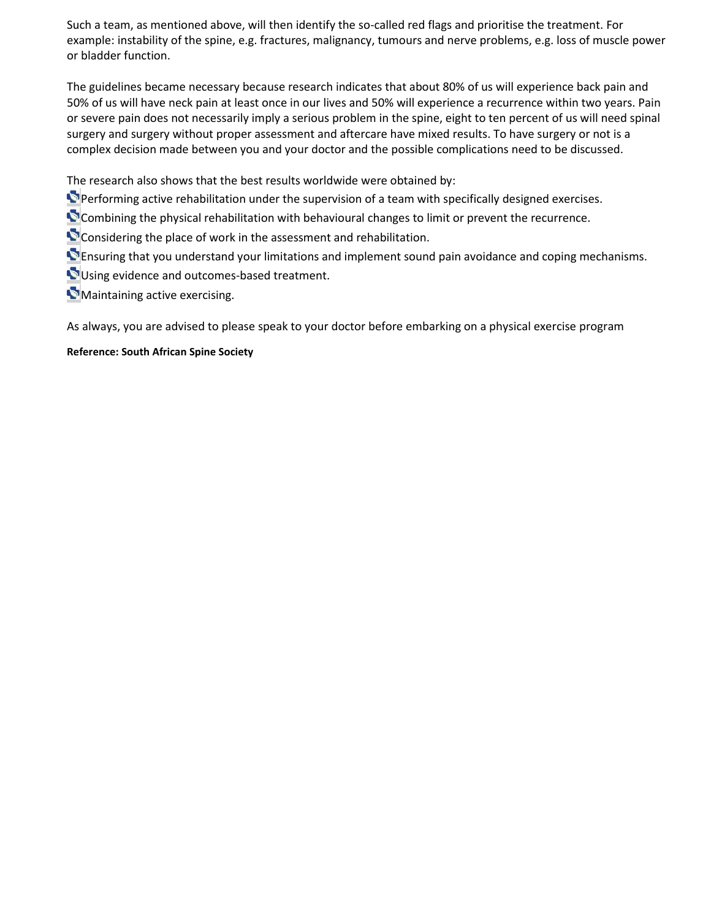Such a team, as mentioned above, will then identify the so-called red flags and prioritise the treatment. For example: instability of the spine, e.g. fractures, malignancy, tumours and nerve problems, e.g. loss of muscle power or bladder function.

The guidelines became necessary because research indicates that about 80% of us will experience back pain and 50% of us will have neck pain at least once in our lives and 50% will experience a recurrence within two years. Pain or severe pain does not necessarily imply a serious problem in the spine, eight to ten percent of us will need spinal surgery and surgery without proper assessment and aftercare have mixed results. To have surgery or not is a complex decision made between you and your doctor and the possible complications need to be discussed.

The research also shows that the best results worldwide were obtained by:

- Performing active rehabilitation under the supervision of a team with specifically designed exercises.
- Combining the physical rehabilitation with behavioural changes to limit or prevent the recurrence.
- Considering the place of work in the assessment and rehabilitation.
- Ensuring that you understand your limitations and implement sound pain avoidance and coping mechanisms.
- Using evidence and outcomes-based treatment.
- Maintaining active exercising.

As always, you are advised to please speak to your doctor before embarking on a physical exercise program

**Reference: South African Spine Society**